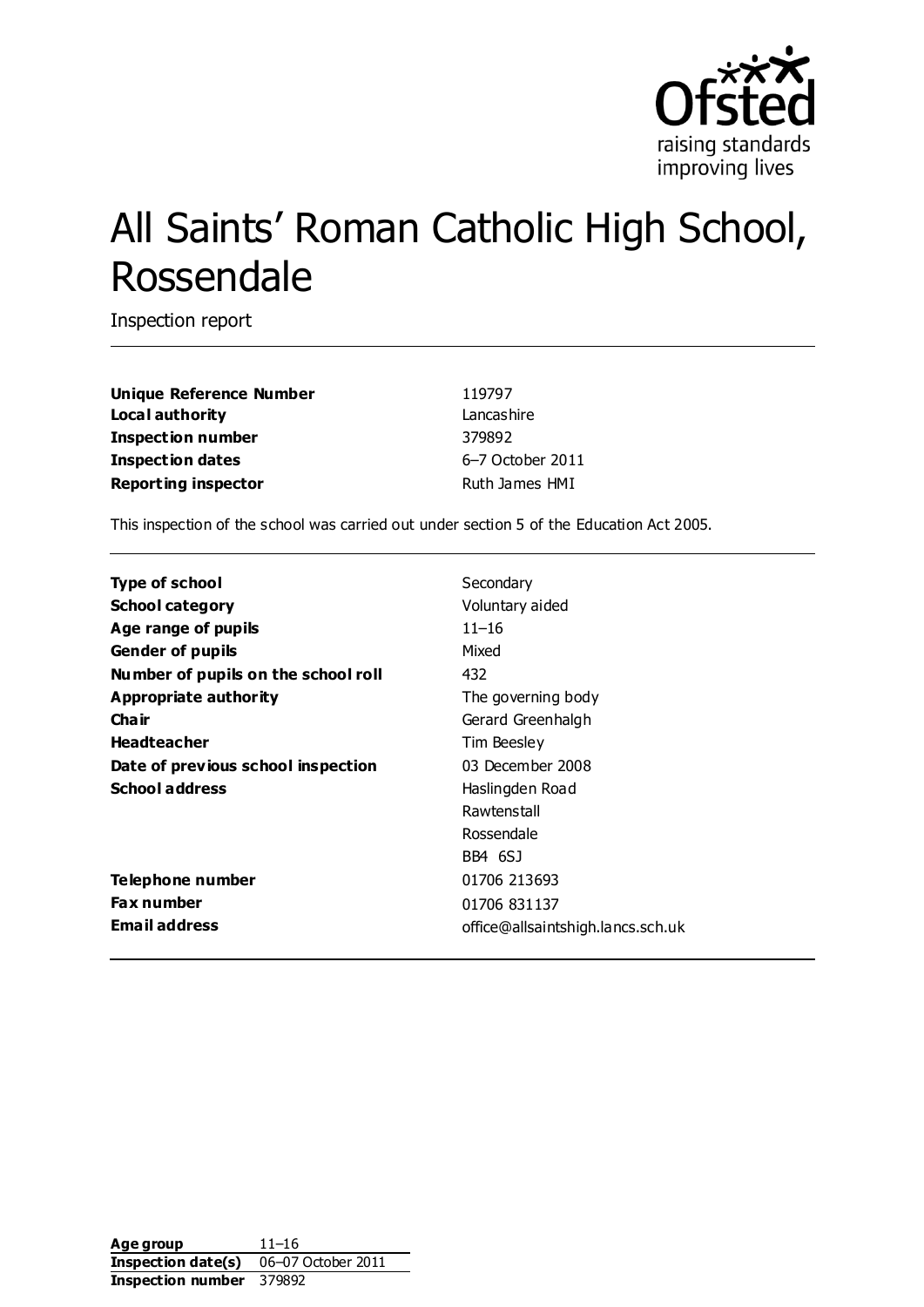# All Saints' Roman Catholic High School, Rossendale

Inspection report

| | |
|---|---|
| **Unique Reference Number** | 119797 |
| **Local authority** | Lancashire |
| **Inspection number** | 379892 |
| **Inspection dates** | 6–7 October 2011 |
| **Reporting inspector** | Ruth James HMI |

This inspection of the school was carried out under section 5 of the Education Act 2005.

| | |
|---|---|
| **Type of school** | Secondary |
| **School category** | Voluntary aided |
| **Age range of pupils** | 11–16 |
| **Gender of pupils** | Mixed |
| **Number of pupils on the school roll** | 432 |
| **Appropriate authority** | The governing body |
| **Chair** | Gerard Greenhalgh |
| **Headteacher** | Tim Beesley |
| **Date of previous school inspection** | 03 December 2008 |
| **School address** | Haslingden Road<br>Rawtenstall<br>Rossendale<br>BB4 6SJ |
| **Telephone number** | 01706 213693 |
| **Fax number** | 01706 831137 |
| **Email address** | office@allsaintshigh.lancs.sch.uk |

| | |
|---|---|
| **Age group** | 11–16 |
| **Inspection date(s)** | 06–07 October 2011 |
| **Inspection number** | 379892 |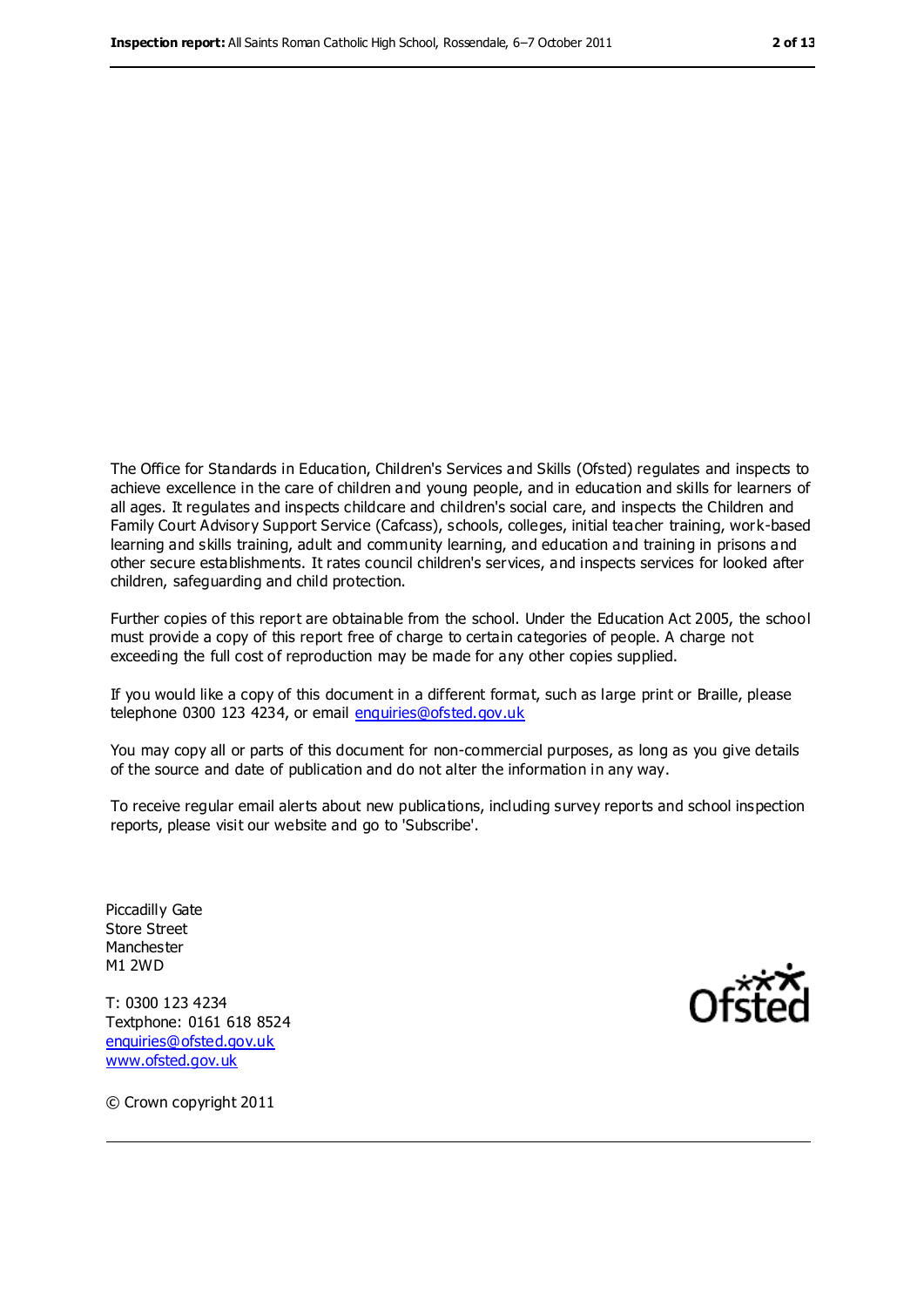The Office for Standards in Education, Children's Services and Skills (Ofsted) regulates and inspects to achieve excellence in the care of children and young people, and in education and skills for learners of all ages. It regulates and inspects childcare and children's social care, and inspects the Children and Family Court Advisory Support Service (Cafcass), schools, colleges, initial teacher training, work-based learning and skills training, adult and community learning, and education and training in prisons and other secure establishments. It rates council children's services, and inspects services for looked after children, safeguarding and child protection.

Further copies of this report are obtainable from the school. Under the Education Act 2005, the school must provide a copy of this report free of charge to certain categories of people. A charge not exceeding the full cost of reproduction may be made for any other copies supplied.

If you would like a copy of this document in a different format, such as large print or Braille, please telephone 0300 123 4234, or email enquiries@ofsted.gov.uk

You may copy all or parts of this document for non-commercial purposes, as long as you give details of the source and date of publication and do not alter the information in any way.

To receive regular email alerts about new publications, including survey reports and school inspection reports, please visit our website and go to 'Subscribe'.

Piccadilly Gate
Store Street
Manchester
M1 2WD

T: 0300 123 4234
Textphone: 0161 618 8524
enquiries@ofsted.gov.uk
www.ofsted.gov.uk

Ofsted

© Crown copyright 2011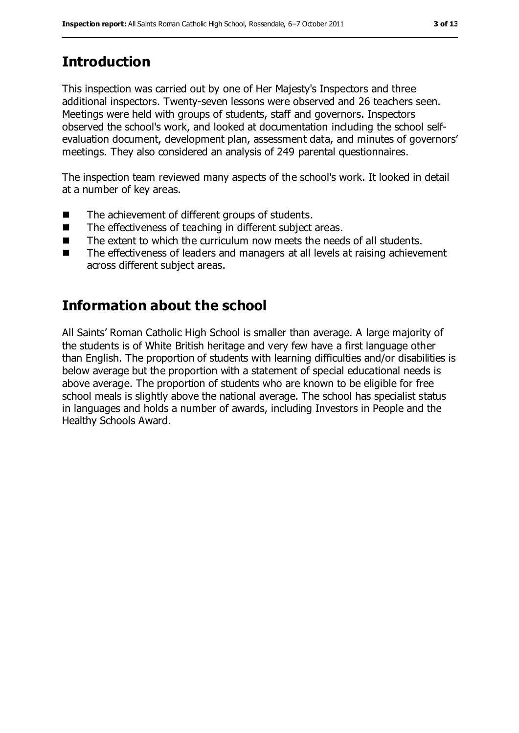## Introduction

This inspection was carried out by one of Her Majesty's Inspectors and three additional inspectors. Twenty-seven lessons were observed and 26 teachers seen. Meetings were held with groups of students, staff and governors. Inspectors observed the school's work, and looked at documentation including the school self-evaluation document, development plan, assessment data, and minutes of governors' meetings. They also considered an analysis of 249 parental questionnaires.

The inspection team reviewed many aspects of the school's work. It looked in detail at a number of key areas.

- The achievement of different groups of students.
- The effectiveness of teaching in different subject areas.
- The extent to which the curriculum now meets the needs of all students.
- The effectiveness of leaders and managers at all levels at raising achievement across different subject areas.

## Information about the school

All Saints' Roman Catholic High School is smaller than average. A large majority of the students is of White British heritage and very few have a first language other than English. The proportion of students with learning difficulties and/or disabilities is below average but the proportion with a statement of special educational needs is above average. The proportion of students who are known to be eligible for free school meals is slightly above the national average. The school has specialist status in languages and holds a number of awards, including Investors in People and the Healthy Schools Award.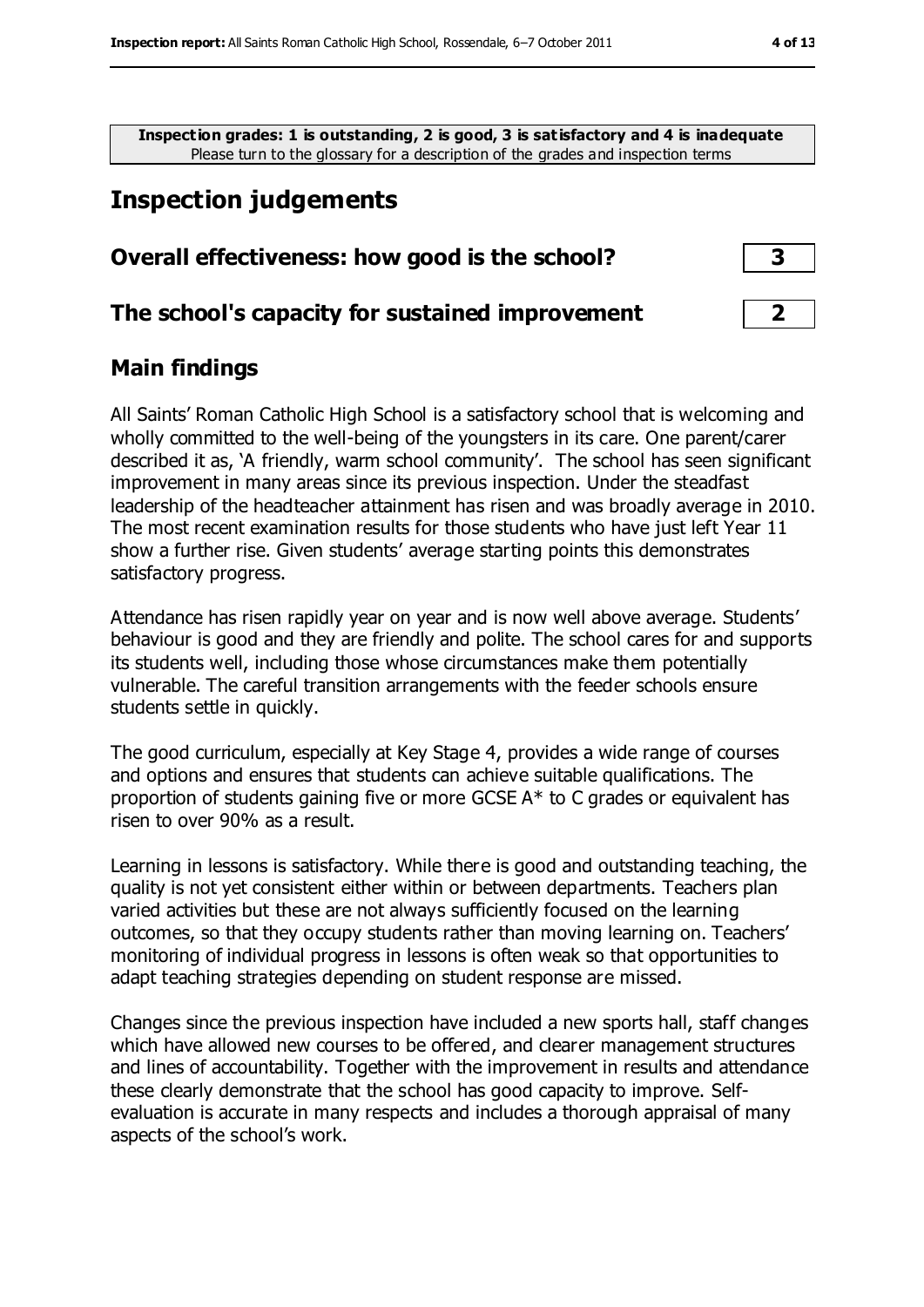**Inspection grades: 1 is outstanding, 2 is good, 3 is satisfactory and 4 is inadequate**
Please turn to the glossary for a description of the grades and inspection terms

## Inspection judgements

| | |
|---|---|
| **Overall effectiveness: how good is the school?** | **3** |
| **The school's capacity for sustained improvement** | **2** |

### Main findings

All Saints' Roman Catholic High School is a satisfactory school that is welcoming and wholly committed to the well-being of the youngsters in its care. One parent/carer described it as, 'A friendly, warm school community'. The school has seen significant improvement in many areas since its previous inspection. Under the steadfast leadership of the headteacher attainment has risen and was broadly average in 2010. The most recent examination results for those students who have just left Year 11 show a further rise. Given students' average starting points this demonstrates satisfactory progress.

Attendance has risen rapidly year on year and is now well above average. Students' behaviour is good and they are friendly and polite. The school cares for and supports its students well, including those whose circumstances make them potentially vulnerable. The careful transition arrangements with the feeder schools ensure students settle in quickly.

The good curriculum, especially at Key Stage 4, provides a wide range of courses and options and ensures that students can achieve suitable qualifications. The proportion of students gaining five or more GCSE A* to C grades or equivalent has risen to over 90% as a result.

Learning in lessons is satisfactory. While there is good and outstanding teaching, the quality is not yet consistent either within or between departments. Teachers plan varied activities but these are not always sufficiently focused on the learning outcomes, so that they occupy students rather than moving learning on. Teachers' monitoring of individual progress in lessons is often weak so that opportunities to adapt teaching strategies depending on student response are missed.

Changes since the previous inspection have included a new sports hall, staff changes which have allowed new courses to be offered, and clearer management structures and lines of accountability. Together with the improvement in results and attendance these clearly demonstrate that the school has good capacity to improve. Self-evaluation is accurate in many respects and includes a thorough appraisal of many aspects of the school's work.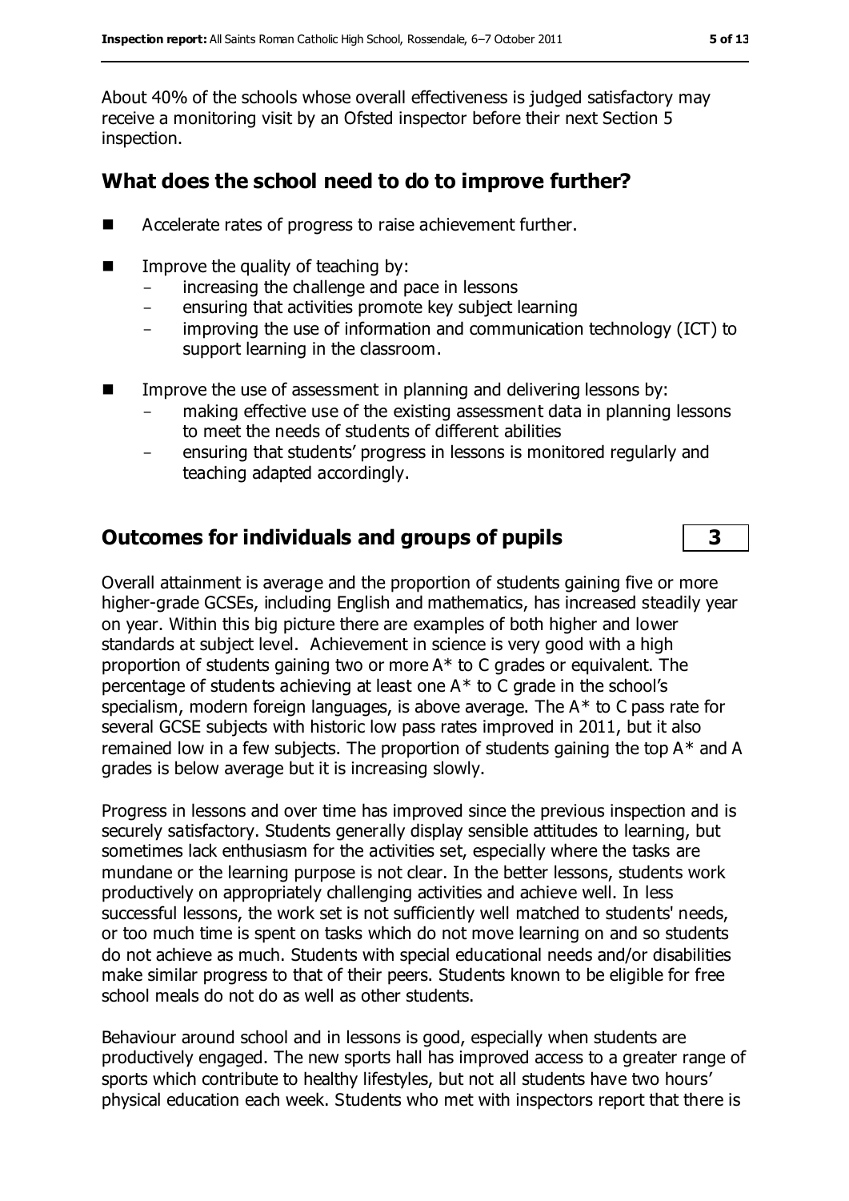About 40% of the schools whose overall effectiveness is judged satisfactory may receive a monitoring visit by an Ofsted inspector before their next Section 5 inspection.

## What does the school need to do to improve further?

- Accelerate rates of progress to raise achievement further.
- Improve the quality of teaching by:
  - increasing the challenge and pace in lessons
  - ensuring that activities promote key subject learning
  - improving the use of information and communication technology (ICT) to support learning in the classroom.
- Improve the use of assessment in planning and delivering lessons by:
  - making effective use of the existing assessment data in planning lessons to meet the needs of students of different abilities
  - ensuring that students' progress in lessons is monitored regularly and teaching adapted accordingly.

## Outcomes for individuals and groups of pupils — 3

Overall attainment is average and the proportion of students gaining five or more higher-grade GCSEs, including English and mathematics, has increased steadily year on year. Within this big picture there are examples of both higher and lower standards at subject level. Achievement in science is very good with a high proportion of students gaining two or more A* to C grades or equivalent. The percentage of students achieving at least one A* to C grade in the school's specialism, modern foreign languages, is above average. The A* to C pass rate for several GCSE subjects with historic low pass rates improved in 2011, but it also remained low in a few subjects. The proportion of students gaining the top A* and A grades is below average but it is increasing slowly.

Progress in lessons and over time has improved since the previous inspection and is securely satisfactory. Students generally display sensible attitudes to learning, but sometimes lack enthusiasm for the activities set, especially where the tasks are mundane or the learning purpose is not clear. In the better lessons, students work productively on appropriately challenging activities and achieve well. In less successful lessons, the work set is not sufficiently well matched to students' needs, or too much time is spent on tasks which do not move learning on and so students do not achieve as much. Students with special educational needs and/or disabilities make similar progress to that of their peers. Students known to be eligible for free school meals do not do as well as other students.

Behaviour around school and in lessons is good, especially when students are productively engaged. The new sports hall has improved access to a greater range of sports which contribute to healthy lifestyles, but not all students have two hours' physical education each week. Students who met with inspectors report that there is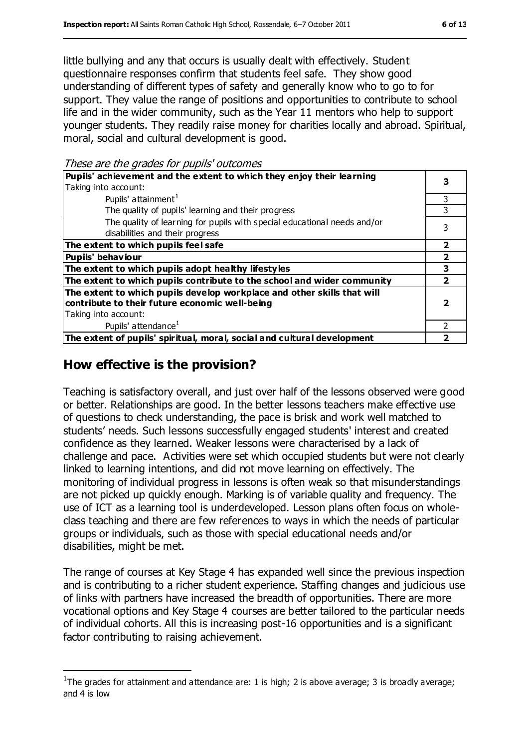little bullying and any that occurs is usually dealt with effectively. Student questionnaire responses confirm that students feel safe. They show good understanding of different types of safety and generally know who to go to for support. They value the range of positions and opportunities to contribute to school life and in the wider community, such as the Year 11 mentors who help to support younger students. They readily raise money for charities locally and abroad. Spiritual, moral, social and cultural development is good.

*These are the grades for pupils' outcomes*

| | |
|---|---|
| **Pupils' achievement and the extent to which they enjoy their learning**<br>Taking into account: | **3** |
| Pupils' attainment[1] | 3 |
| The quality of pupils' learning and their progress | 3 |
| The quality of learning for pupils with special educational needs and/or disabilities and their progress | 3 |
| **The extent to which pupils feel safe** | **2** |
| **Pupils' behaviour** | **2** |
| **The extent to which pupils adopt healthy lifestyles** | **3** |
| **The extent to which pupils contribute to the school and wider community** | **2** |
| **The extent to which pupils develop workplace and other skills that will contribute to their future economic well-being**<br>Taking into account: | **2** |
| Pupils' attendance[1] | 2 |
| **The extent of pupils' spiritual, moral, social and cultural development** | **2** |

## How effective is the provision?

Teaching is satisfactory overall, and just over half of the lessons observed were good or better. Relationships are good. In the better lessons teachers make effective use of questions to check understanding, the pace is brisk and work well matched to students' needs. Such lessons successfully engaged students' interest and created confidence as they learned. Weaker lessons were characterised by a lack of challenge and pace. Activities were set which occupied students but were not clearly linked to learning intentions, and did not move learning on effectively. The monitoring of individual progress in lessons is often weak so that misunderstandings are not picked up quickly enough. Marking is of variable quality and frequency. The use of ICT as a learning tool is underdeveloped. Lesson plans often focus on whole-class teaching and there are few references to ways in which the needs of particular groups or individuals, such as those with special educational needs and/or disabilities, might be met.

The range of courses at Key Stage 4 has expanded well since the previous inspection and is contributing to a richer student experience. Staffing changes and judicious use of links with partners have increased the breadth of opportunities. There are more vocational options and Key Stage 4 courses are better tailored to the particular needs of individual cohorts. All this is increasing post-16 opportunities and is a significant factor contributing to raising achievement.

[1]The grades for attainment and attendance are: 1 is high; 2 is above average; 3 is broadly average; and 4 is low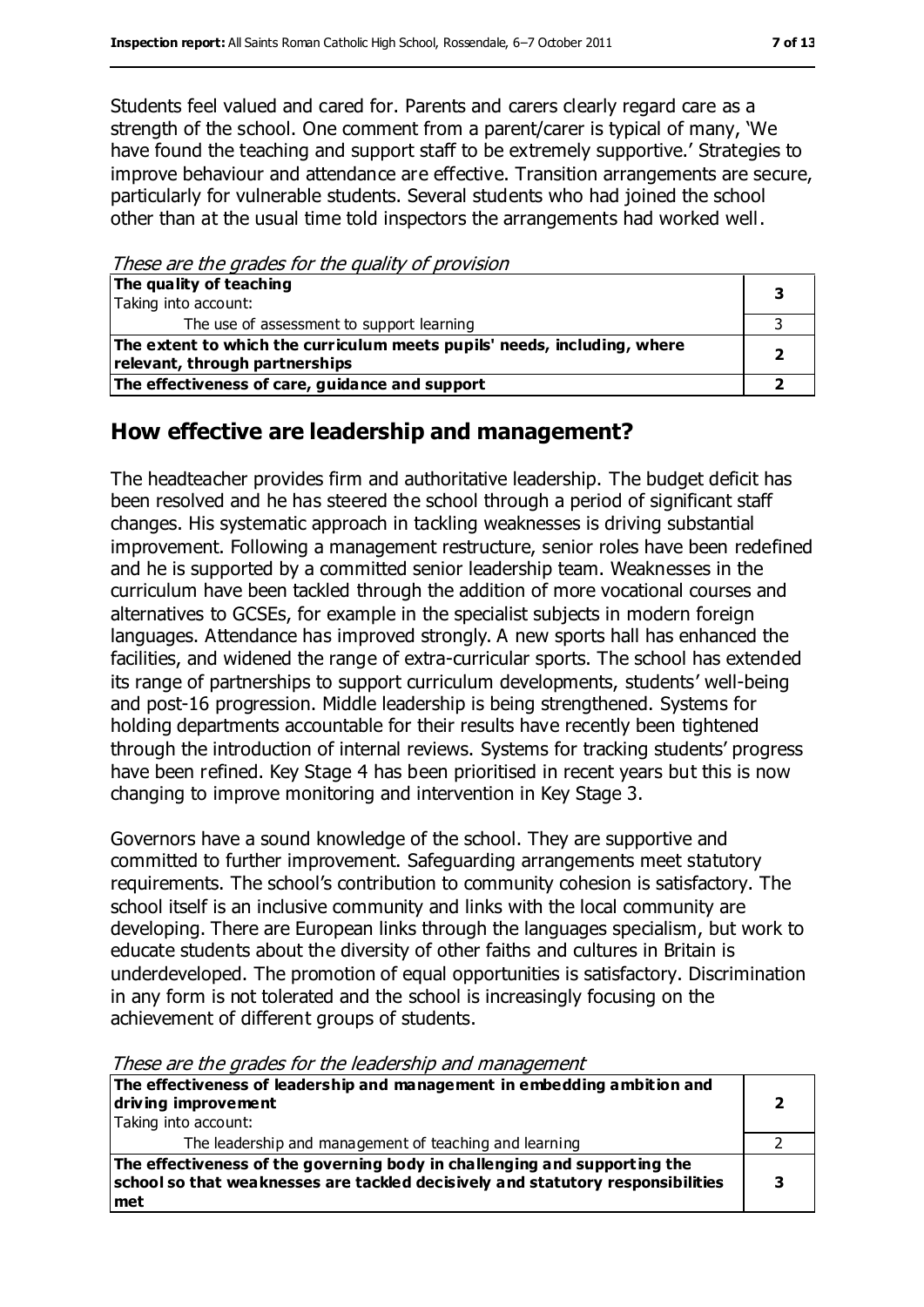Students feel valued and cared for. Parents and carers clearly regard care as a strength of the school. One comment from a parent/carer is typical of many, 'We have found the teaching and support staff to be extremely supportive.' Strategies to improve behaviour and attendance are effective. Transition arrangements are secure, particularly for vulnerable students. Several students who had joined the school other than at the usual time told inspectors the arrangements had worked well.

*These are the grades for the quality of provision*

| | |
|---|---|
| **The quality of teaching**<br>Taking into account: | **3** |
| The use of assessment to support learning | 3 |
| **The extent to which the curriculum meets pupils' needs, including, where relevant, through partnerships** | **2** |
| **The effectiveness of care, guidance and support** | **2** |

## How effective are leadership and management?

The headteacher provides firm and authoritative leadership. The budget deficit has been resolved and he has steered the school through a period of significant staff changes. His systematic approach in tackling weaknesses is driving substantial improvement. Following a management restructure, senior roles have been redefined and he is supported by a committed senior leadership team. Weaknesses in the curriculum have been tackled through the addition of more vocational courses and alternatives to GCSEs, for example in the specialist subjects in modern foreign languages. Attendance has improved strongly. A new sports hall has enhanced the facilities, and widened the range of extra-curricular sports. The school has extended its range of partnerships to support curriculum developments, students' well-being and post-16 progression. Middle leadership is being strengthened. Systems for holding departments accountable for their results have recently been tightened through the introduction of internal reviews. Systems for tracking students' progress have been refined. Key Stage 4 has been prioritised in recent years but this is now changing to improve monitoring and intervention in Key Stage 3.

Governors have a sound knowledge of the school. They are supportive and committed to further improvement. Safeguarding arrangements meet statutory requirements. The school's contribution to community cohesion is satisfactory. The school itself is an inclusive community and links with the local community are developing. There are European links through the languages specialism, but work to educate students about the diversity of other faiths and cultures in Britain is underdeveloped. The promotion of equal opportunities is satisfactory. Discrimination in any form is not tolerated and the school is increasingly focusing on the achievement of different groups of students.

*These are the grades for the leadership and management*

| | |
|---|---|
| **The effectiveness of leadership and management in embedding ambition and driving improvement**<br>Taking into account: | **2** |
| The leadership and management of teaching and learning | 2 |
| **The effectiveness of the governing body in challenging and supporting the school so that weaknesses are tackled decisively and statutory responsibilities met** | **3** |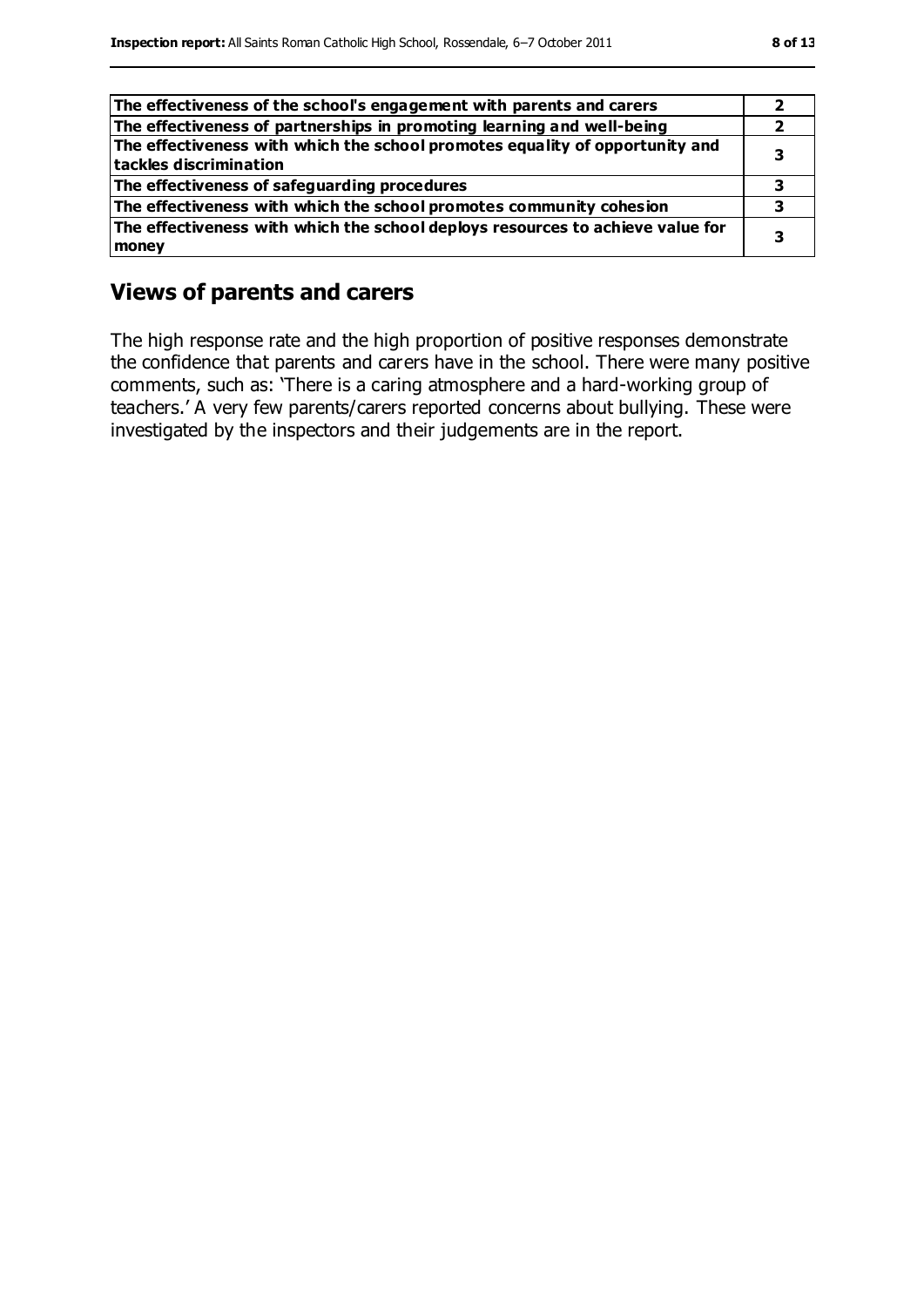| | |
|---|---|
| **The effectiveness of the school's engagement with parents and carers** | **2** |
| **The effectiveness of partnerships in promoting learning and well-being** | **2** |
| **The effectiveness with which the school promotes equality of opportunity and tackles discrimination** | **3** |
| **The effectiveness of safeguarding procedures** | **3** |
| **The effectiveness with which the school promotes community cohesion** | **3** |
| **The effectiveness with which the school deploys resources to achieve value for money** | **3** |

## Views of parents and carers

The high response rate and the high proportion of positive responses demonstrate the confidence that parents and carers have in the school. There were many positive comments, such as: 'There is a caring atmosphere and a hard-working group of teachers.' A very few parents/carers reported concerns about bullying. These were investigated by the inspectors and their judgements are in the report.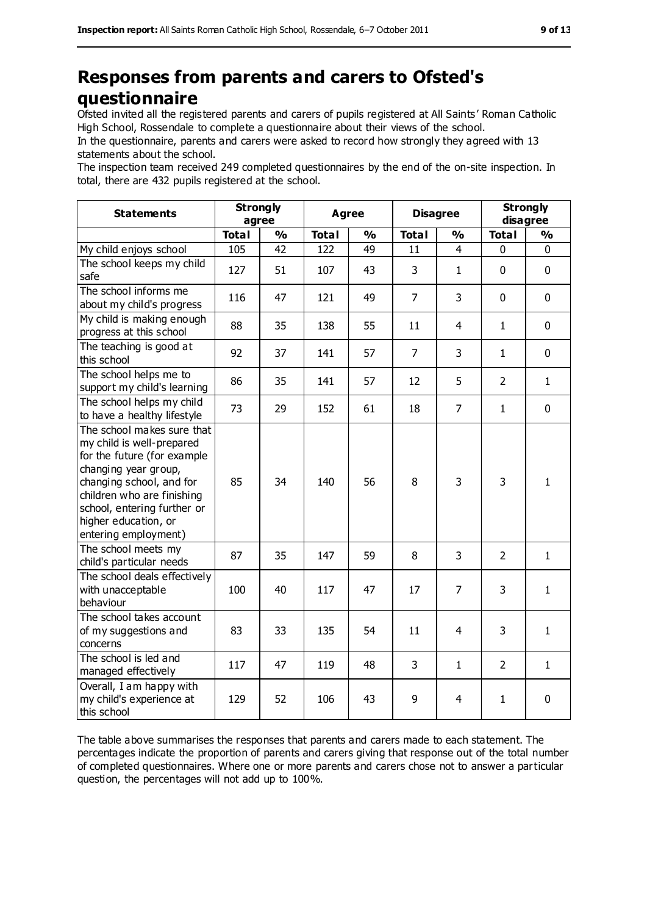## Responses from parents and carers to Ofsted's questionnaire

Ofsted invited all the registered parents and carers of pupils registered at All Saints' Roman Catholic High School, Rossendale to complete a questionnaire about their views of the school.

In the questionnaire, parents and carers were asked to record how strongly they agreed with 13 statements about the school.

The inspection team received 249 completed questionnaires by the end of the on-site inspection. In total, there are 432 pupils registered at the school.

| Statements | Strongly agree | | Agree | | Disagree | | Strongly disagree | |
|---|---|---|---|---|---|---|---|---|
| | Total | % | Total | % | Total | % | Total | % |
| My child enjoys school | 105 | 42 | 122 | 49 | 11 | 4 | 0 | 0 |
| The school keeps my child safe | 127 | 51 | 107 | 43 | 3 | 1 | 0 | 0 |
| The school informs me about my child's progress | 116 | 47 | 121 | 49 | 7 | 3 | 0 | 0 |
| My child is making enough progress at this school | 88 | 35 | 138 | 55 | 11 | 4 | 1 | 0 |
| The teaching is good at this school | 92 | 37 | 141 | 57 | 7 | 3 | 1 | 0 |
| The school helps me to support my child's learning | 86 | 35 | 141 | 57 | 12 | 5 | 2 | 1 |
| The school helps my child to have a healthy lifestyle | 73 | 29 | 152 | 61 | 18 | 7 | 1 | 0 |
| The school makes sure that my child is well-prepared for the future (for example changing year group, changing school, and for children who are finishing school, entering further or higher education, or entering employment) | 85 | 34 | 140 | 56 | 8 | 3 | 3 | 1 |
| The school meets my child's particular needs | 87 | 35 | 147 | 59 | 8 | 3 | 2 | 1 |
| The school deals effectively with unacceptable behaviour | 100 | 40 | 117 | 47 | 17 | 7 | 3 | 1 |
| The school takes account of my suggestions and concerns | 83 | 33 | 135 | 54 | 11 | 4 | 3 | 1 |
| The school is led and managed effectively | 117 | 47 | 119 | 48 | 3 | 1 | 2 | 1 |
| Overall, I am happy with my child's experience at this school | 129 | 52 | 106 | 43 | 9 | 4 | 1 | 0 |

The table above summarises the responses that parents and carers made to each statement. The percentages indicate the proportion of parents and carers giving that response out of the total number of completed questionnaires. Where one or more parents and carers chose not to answer a particular question, the percentages will not add up to 100%.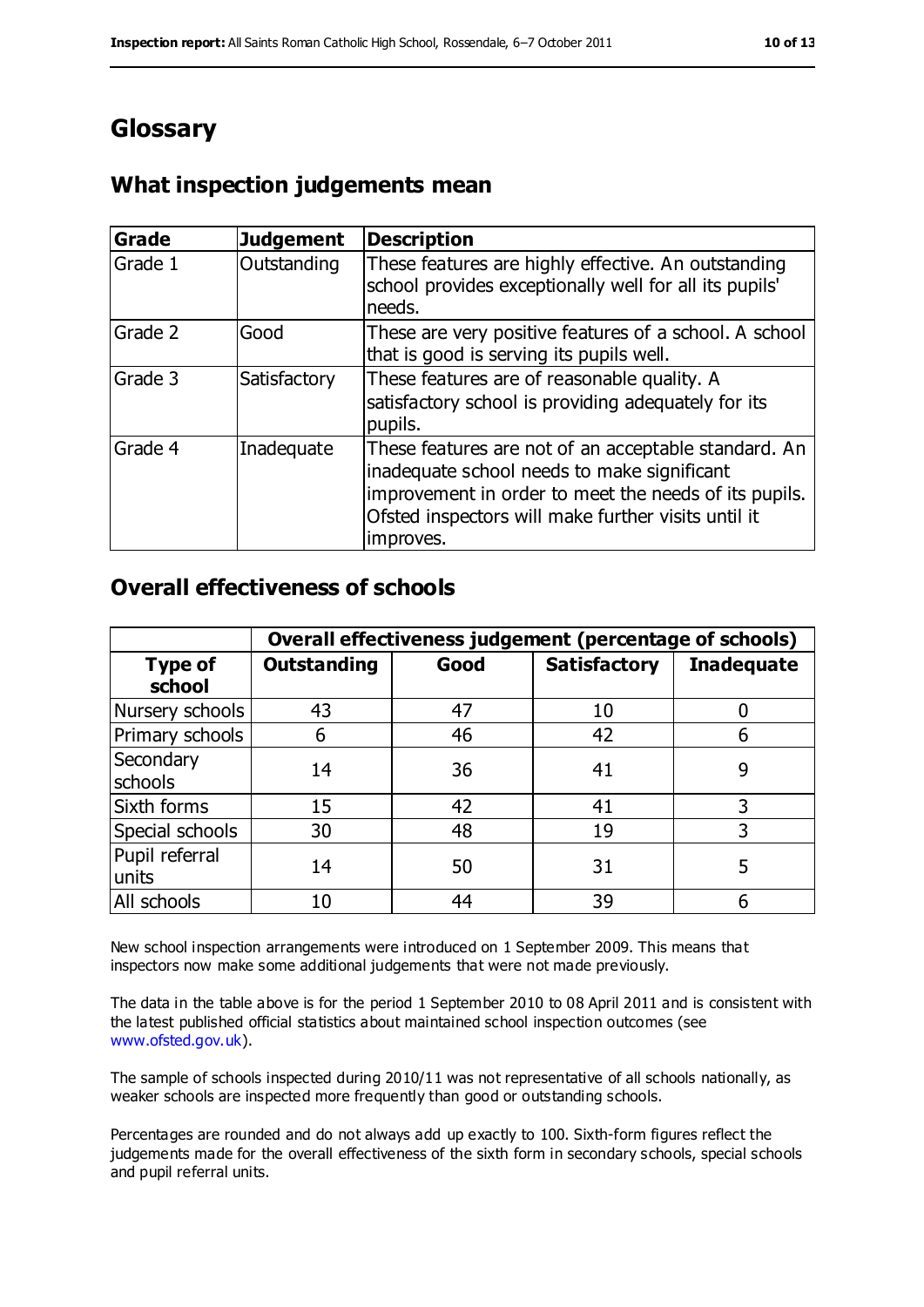# Glossary

## What inspection judgements mean

| Grade | Judgement | Description |
| --- | --- | --- |
| Grade 1 | Outstanding | These features are highly effective. An outstanding school provides exceptionally well for all its pupils' needs. |
| Grade 2 | Good | These are very positive features of a school. A school that is good is serving its pupils well. |
| Grade 3 | Satisfactory | These features are of reasonable quality. A satisfactory school is providing adequately for its pupils. |
| Grade 4 | Inadequate | These features are not of an acceptable standard. An inadequate school needs to make significant improvement in order to meet the needs of its pupils. Ofsted inspectors will make further visits until it improves. |

## Overall effectiveness of schools

| | Overall effectiveness judgement (percentage of schools) | | | |
| --- | --- | --- | --- | --- |
| **Type of school** | **Outstanding** | **Good** | **Satisfactory** | **Inadequate** |
| Nursery schools | 43 | 47 | 10 | 0 |
| Primary schools | 6 | 46 | 42 | 6 |
| Secondary schools | 14 | 36 | 41 | 9 |
| Sixth forms | 15 | 42 | 41 | 3 |
| Special schools | 30 | 48 | 19 | 3 |
| Pupil referral units | 14 | 50 | 31 | 5 |
| All schools | 10 | 44 | 39 | 6 |

New school inspection arrangements were introduced on 1 September 2009. This means that inspectors now make some additional judgements that were not made previously.

The data in the table above is for the period 1 September 2010 to 08 April 2011 and is consistent with the latest published official statistics about maintained school inspection outcomes (see www.ofsted.gov.uk).

The sample of schools inspected during 2010/11 was not representative of all schools nationally, as weaker schools are inspected more frequently than good or outstanding schools.

Percentages are rounded and do not always add up exactly to 100. Sixth-form figures reflect the judgements made for the overall effectiveness of the sixth form in secondary schools, special schools and pupil referral units.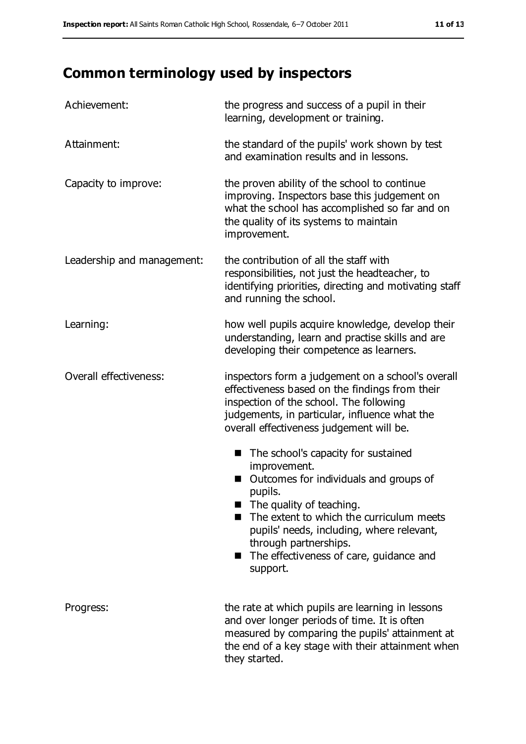# Common terminology used by inspectors

| | |
|---|---|
| Achievement: | the progress and success of a pupil in their learning, development or training. |
| Attainment: | the standard of the pupils' work shown by test and examination results and in lessons. |
| Capacity to improve: | the proven ability of the school to continue improving. Inspectors base this judgement on what the school has accomplished so far and on the quality of its systems to maintain improvement. |
| Leadership and management: | the contribution of all the staff with responsibilities, not just the headteacher, to identifying priorities, directing and motivating staff and running the school. |
| Learning: | how well pupils acquire knowledge, develop their understanding, learn and practise skills and are developing their competence as learners. |
| Overall effectiveness: | inspectors form a judgement on a school's overall effectiveness based on the findings from their inspection of the school. The following judgements, in particular, influence what the overall effectiveness judgement will be.<br>■ The school's capacity for sustained improvement.<br>■ Outcomes for individuals and groups of pupils.<br>■ The quality of teaching.<br>■ The extent to which the curriculum meets pupils' needs, including, where relevant, through partnerships.<br>■ The effectiveness of care, guidance and support. |
| Progress: | the rate at which pupils are learning in lessons and over longer periods of time. It is often measured by comparing the pupils' attainment at the end of a key stage with their attainment when they started. |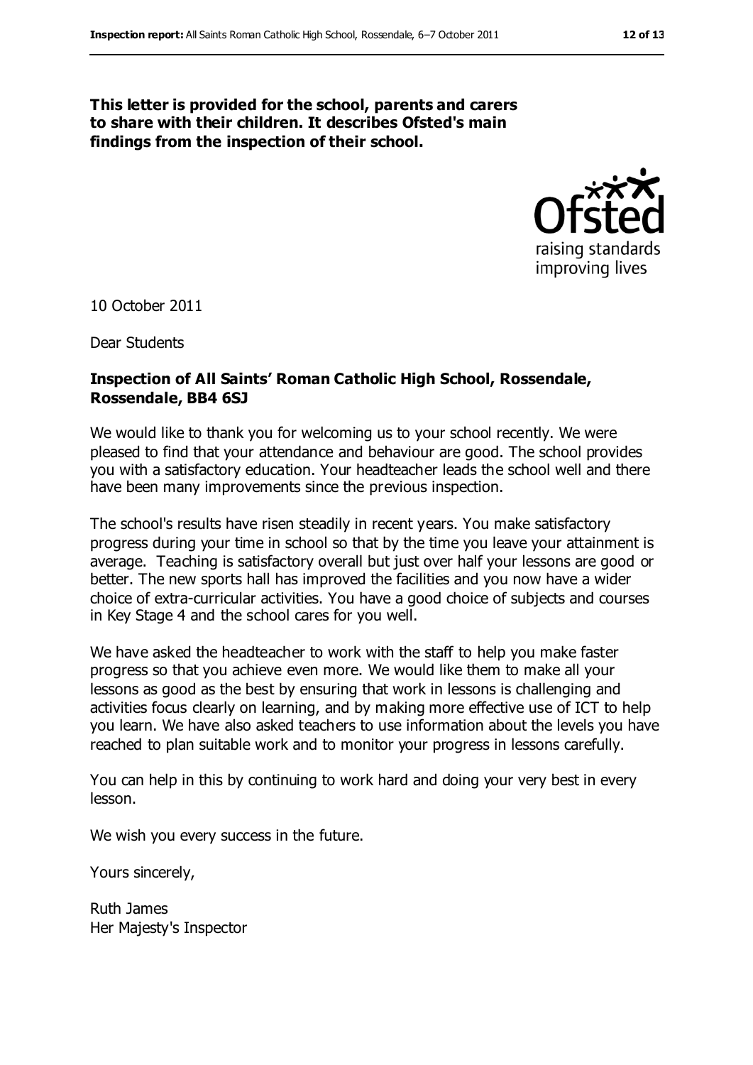**This letter is provided for the school, parents and carers to share with their children. It describes Ofsted's main findings from the inspection of their school.**

10 October 2011

Dear Students

**Inspection of All Saints' Roman Catholic High School, Rossendale, Rossendale, BB4 6SJ**

We would like to thank you for welcoming us to your school recently. We were pleased to find that your attendance and behaviour are good. The school provides you with a satisfactory education. Your headteacher leads the school well and there have been many improvements since the previous inspection.

The school's results have risen steadily in recent years. You make satisfactory progress during your time in school so that by the time you leave your attainment is average. Teaching is satisfactory overall but just over half your lessons are good or better. The new sports hall has improved the facilities and you now have a wider choice of extra-curricular activities. You have a good choice of subjects and courses in Key Stage 4 and the school cares for you well.

We have asked the headteacher to work with the staff to help you make faster progress so that you achieve even more. We would like them to make all your lessons as good as the best by ensuring that work in lessons is challenging and activities focus clearly on learning, and by making more effective use of ICT to help you learn. We have also asked teachers to use information about the levels you have reached to plan suitable work and to monitor your progress in lessons carefully.

You can help in this by continuing to work hard and doing your very best in every lesson.

We wish you every success in the future.

Yours sincerely,

Ruth James
Her Majesty's Inspector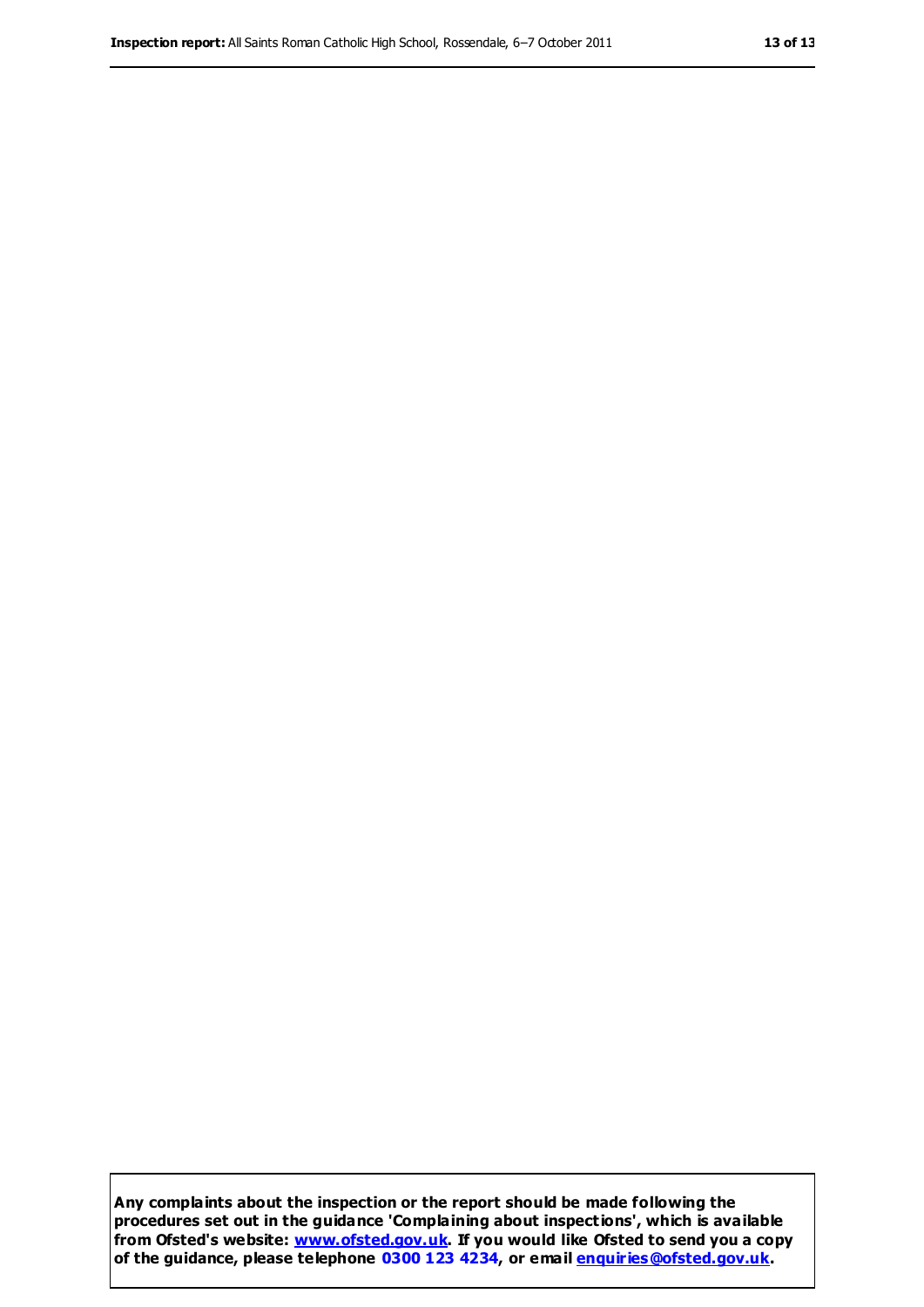**Any complaints about the inspection or the report should be made following the procedures set out in the guidance 'Complaining about inspections', which is available from Ofsted's website: www.ofsted.gov.uk. If you would like Ofsted to send you a copy of the guidance, please telephone 0300 123 4234, or email enquiries@ofsted.gov.uk.**